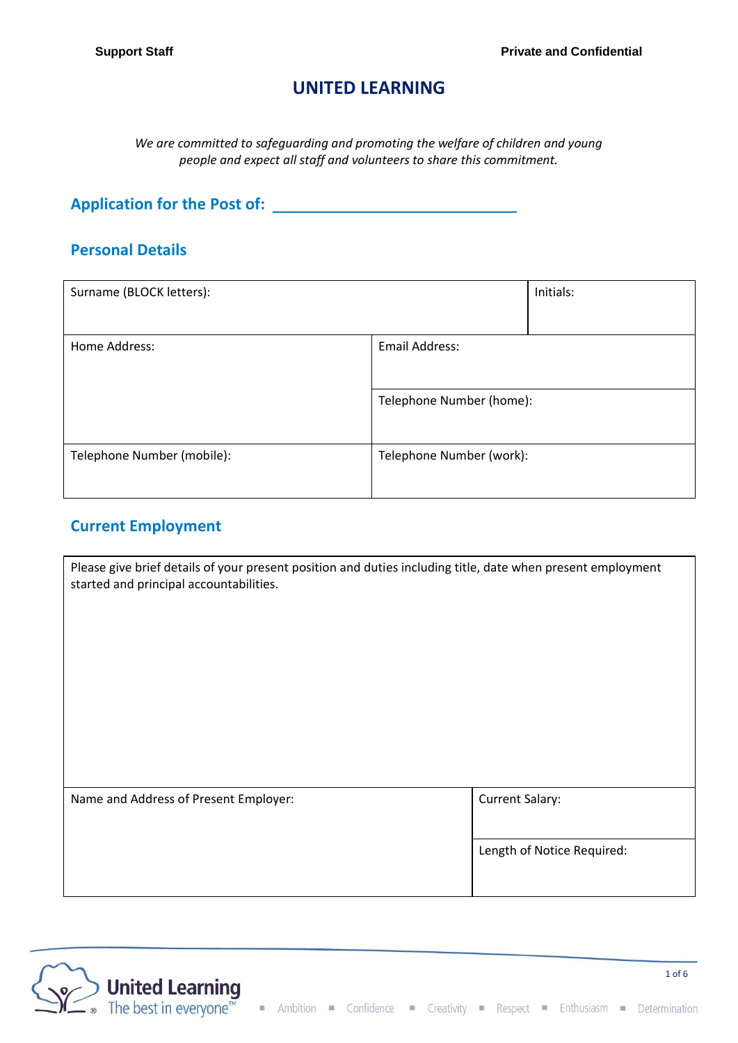**Support Staff** **Private and Confidential**

# UNITED LEARNING

*We are committed to safeguarding and promoting the welfare of children and young people and expect all staff and volunteers to share this commitment.*

## Application for the Post of: ______________________________

## Personal Details

| Surname (BLOCK letters): | | Initials: |
|---|---|---|
| Home Address: | Email Address: | |
| | Telephone Number (home): | |
| Telephone Number (mobile): | Telephone Number (work): | |

## Current Employment

| Please give brief details of your present position and duties including title, date when present employment started and principal accountabilities. | |
|---|---|
| Name and Address of Present Employer: | Current Salary: |
| | Length of Notice Required: |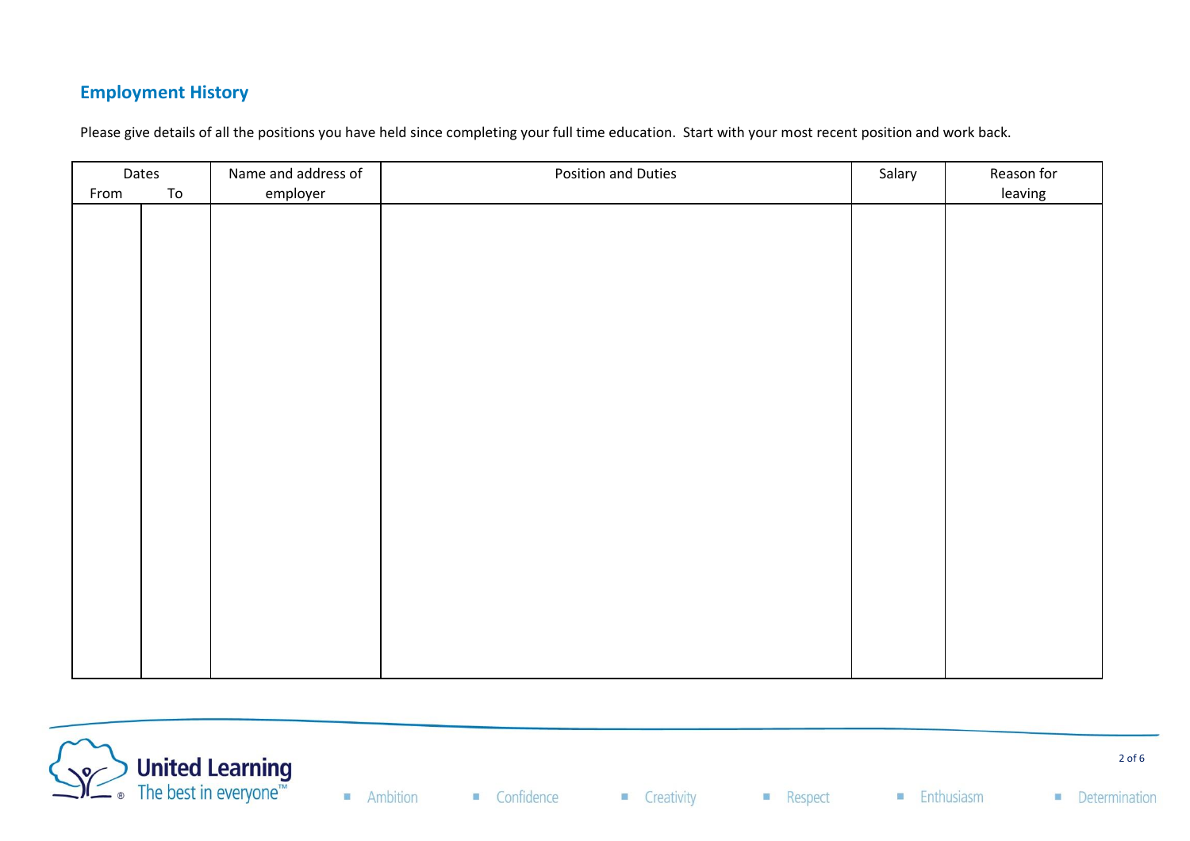## Employment History

Please give details of all the positions you have held since completing your full time education. Start with your most recent position and work back.

| Dates | | Name and address of employer | Position and Duties | Salary | Reason for leaving |
|---|---|---|---|---|---|
| From | To | | | | |
| | | | | | |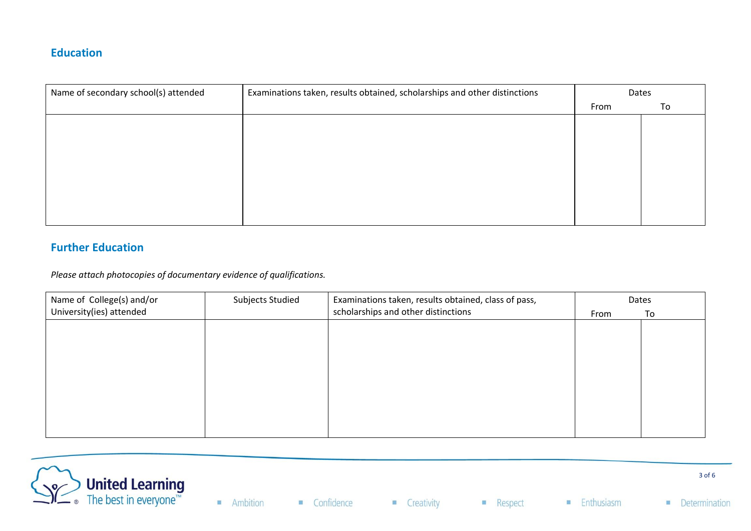## Education

| Name of secondary school(s) attended | Examinations taken, results obtained, scholarships and other distinctions | Dates | |
|---|---|---|---|
| | | From | To |
| | | | |

## Further Education

*Please attach photocopies of documentary evidence of qualifications.*

| Name of College(s) and/or University(ies) attended | Subjects Studied | Examinations taken, results obtained, class of pass, scholarships and other distinctions | Dates | |
|---|---|---|---|---|
| | | | From | To |
| | | | | |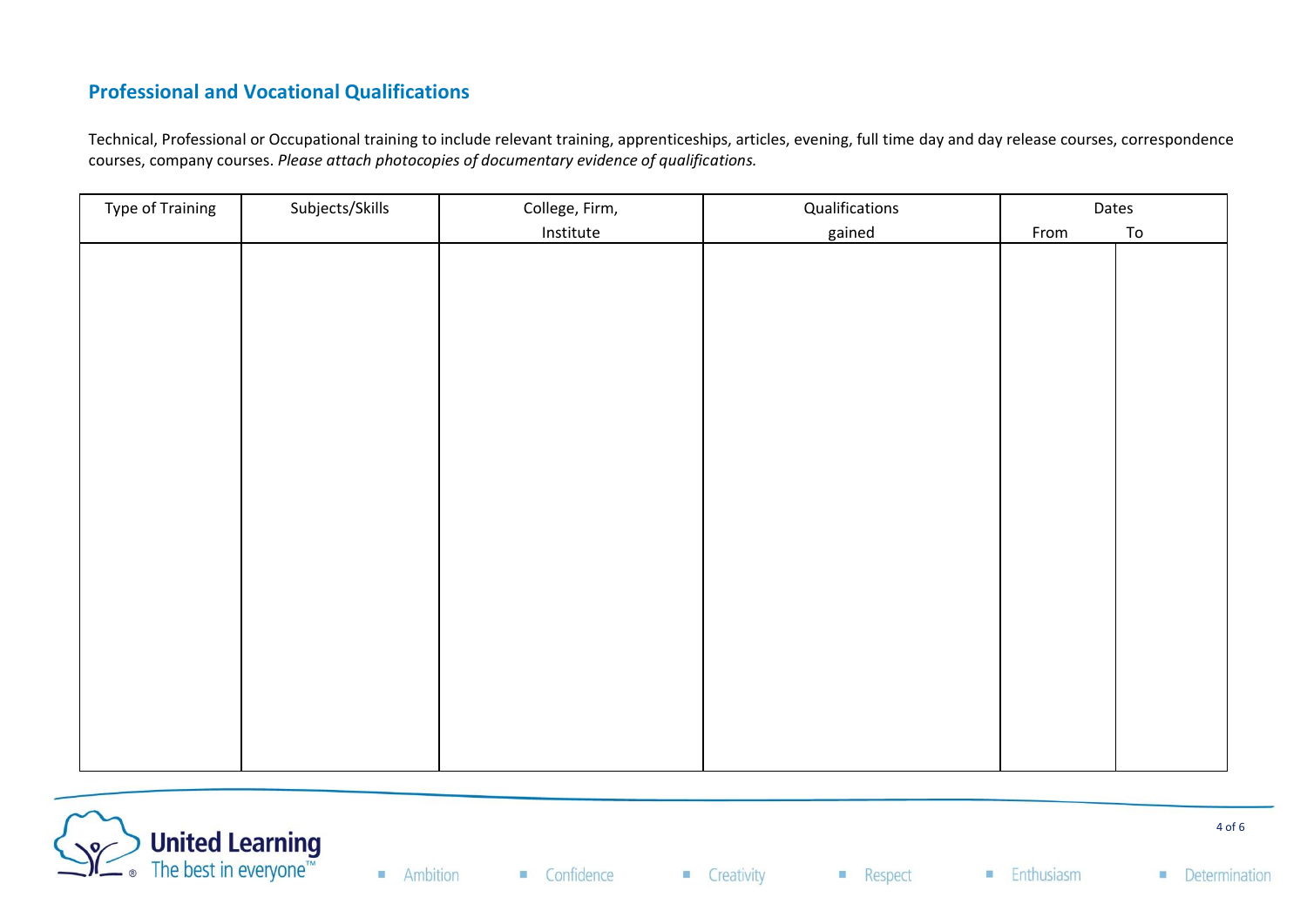## Professional and Vocational Qualifications

Technical, Professional or Occupational training to include relevant training, apprenticeships, articles, evening, full time day and day release courses, correspondence courses, company courses. *Please attach photocopies of documentary evidence of qualifications.*

| Type of Training | Subjects/Skills | College, Firm, Institute | Qualifications gained | Dates | |
|---|---|---|---|---|---|
| | | | | From | To |
| | | | | | |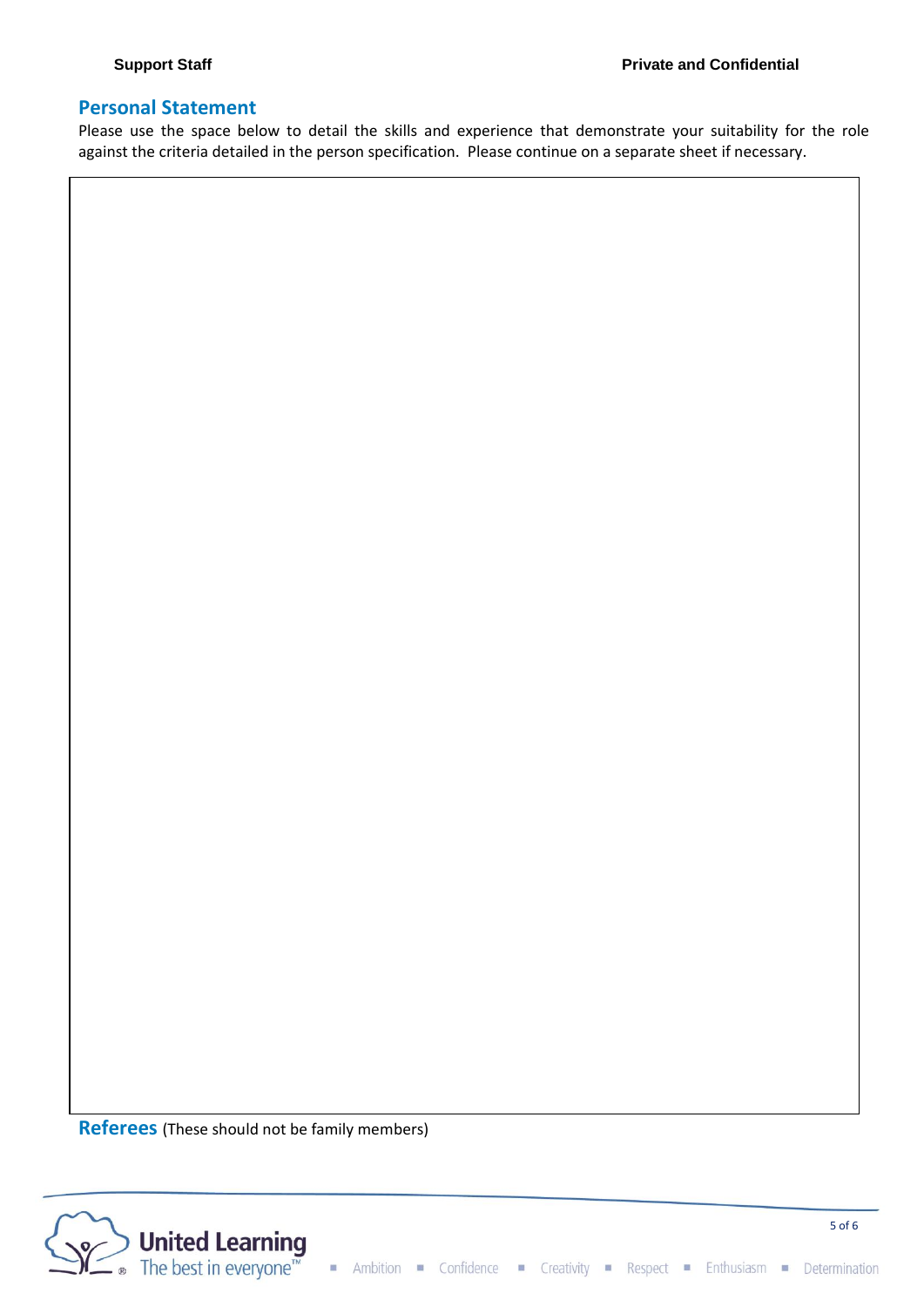## Personal Statement

Please use the space below to detail the skills and experience that demonstrate your suitability for the role against the criteria detailed in the person specification. Please continue on a separate sheet if necessary.

| |
|---|
| |

## Referees (These should not be family members)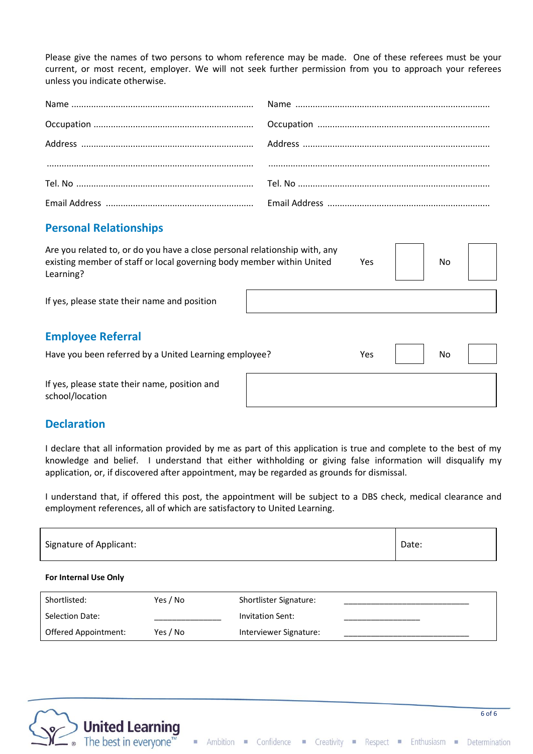Please give the names of two persons to whom reference may be made. One of these referees must be your current, or most recent, employer. We will not seek further permission from you to approach your referees unless you indicate otherwise.

| | |
|---|---|
| Name ........................................................................ | Name ............................................................................ |
| Occupation ................................................................ | Occupation .................................................................... |
| Address .................................................................... | Address .......................................................................... |
| .................................................................................. | ........................................................................................ |
| Tel. No ...................................................................... | Tel. No ............................................................................ |
| Email Address .......................................................... | Email Address ................................................................ |

## Personal Relationships

| | | | | |
|---|---|---|---|---|
| Are you related to, or do you have a close personal relationship with, any existing member of staff or local governing body member within United Learning? | Yes | | No | |
| If yes, please state their name and position | | | | |

## Employee Referral

| | | | | |
|---|---|---|---|---|
| Have you been referred by a United Learning employee? | Yes | | No | |
| If yes, please state their name, position and school/location | | | | |

## Declaration

I declare that all information provided by me as part of this application is true and complete to the best of my knowledge and belief. I understand that either withholding or giving false information will disqualify my application, or, if discovered after appointment, may be regarded as grounds for dismissal.

I understand that, if offered this post, the appointment will be subject to a DBS check, medical clearance and employment references, all of which are satisfactory to United Learning.

| | |
|---|---|
| Signature of Applicant: | Date: |

**For Internal Use Only**

| | | | |
|---|---|---|---|
| Shortlisted: | Yes / No | Shortlister Signature: | ______________________________ |
| Selection Date: | ________________ | Invitation Sent: | __________________ |
| Offered Appointment: | Yes / No | Interviewer Signature: | ______________________________ |